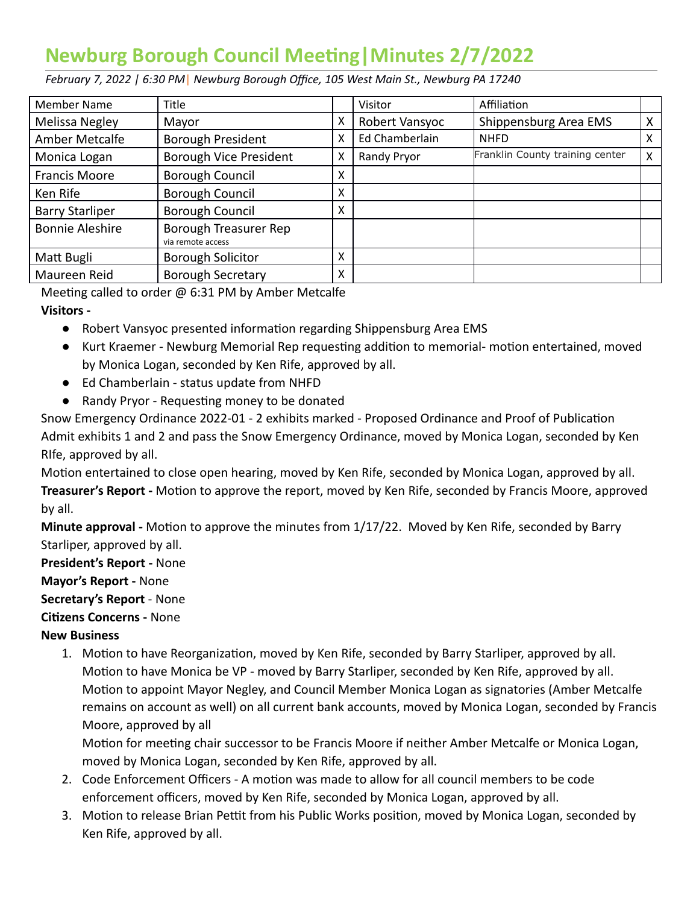# Newburg Borough Council Meeting|Minutes 2/7/2022

*February 7, 2022 | 6:30 PM| Newburg Borough Office, 105 West Main St., Newburg PA 17240*

| Member Name | Title | | Visitor | Affiliation | |
|---|---|---|---|---|---|
| Melissa Negley | Mayor | X | Robert Vansyoc | Shippensburg Area EMS | X |
| Amber Metcalfe | Borough President | X | Ed Chamberlain | NHFD | X |
| Monica Logan | Borough Vice President | X | Randy Pryor | Franklin County training center | X |
| Francis Moore | Borough Council | X | | | |
| Ken Rife | Borough Council | X | | | |
| Barry Starliper | Borough Council | X | | | |
| Bonnie Aleshire | Borough Treasurer Rep via remote access | | | | |
| Matt Bugli | Borough Solicitor | X | | | |
| Maureen Reid | Borough Secretary | X | | | |

Meeting called to order @ 6:31 PM by Amber Metcalfe

**Visitors -**

- Robert Vansyoc presented information regarding Shippensburg Area EMS
- Kurt Kraemer - Newburg Memorial Rep requesting addition to memorial- motion entertained, moved by Monica Logan, seconded by Ken Rife, approved by all.
- Ed Chamberlain - status update from NHFD
- Randy Pryor - Requesting money to be donated

Snow Emergency Ordinance 2022-01 - 2 exhibits marked - Proposed Ordinance and Proof of Publication Admit exhibits 1 and 2 and pass the Snow Emergency Ordinance, moved by Monica Logan, seconded by Ken RIfe, approved by all.

Motion entertained to close open hearing, moved by Ken Rife, seconded by Monica Logan, approved by all.

**Treasurer's Report -** Motion to approve the report, moved by Ken Rife, seconded by Francis Moore, approved by all.

**Minute approval -** Motion to approve the minutes from 1/17/22. Moved by Ken Rife, seconded by Barry Starliper, approved by all.

**President's Report -** None

**Mayor's Report -** None

**Secretary's Report** - None

**Citizens Concerns -** None

**New Business**

1. Motion to have Reorganization, moved by Ken Rife, seconded by Barry Starliper, approved by all. Motion to have Monica be VP - moved by Barry Starliper, seconded by Ken Rife, approved by all. Motion to appoint Mayor Negley, and Council Member Monica Logan as signatories (Amber Metcalfe remains on account as well) on all current bank accounts, moved by Monica Logan, seconded by Francis Moore, approved by all
   Motion for meeting chair successor to be Francis Moore if neither Amber Metcalfe or Monica Logan, moved by Monica Logan, seconded by Ken Rife, approved by all.
2. Code Enforcement Officers - A motion was made to allow for all council members to be code enforcement officers, moved by Ken Rife, seconded by Monica Logan, approved by all.
3. Motion to release Brian Pettit from his Public Works position, moved by Monica Logan, seconded by Ken Rife, approved by all.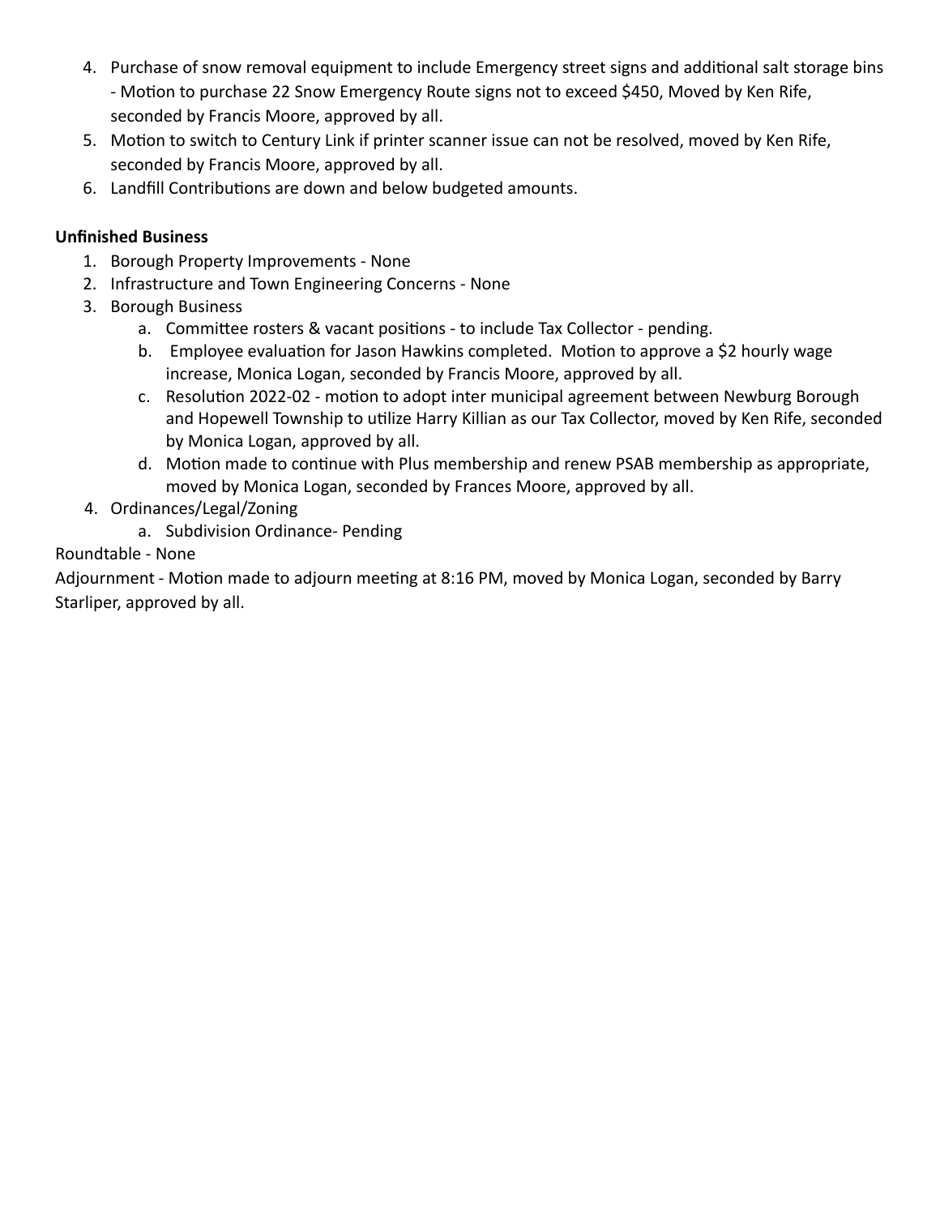4. Purchase of snow removal equipment to include Emergency street signs and additional salt storage bins - Motion to purchase 22 Snow Emergency Route signs not to exceed $450, Moved by Ken Rife, seconded by Francis Moore, approved by all.
5. Motion to switch to Century Link if printer scanner issue can not be resolved, moved by Ken Rife, seconded by Francis Moore, approved by all.
6. Landfill Contributions are down and below budgeted amounts.

**Unfinished Business**

1. Borough Property Improvements - None
2. Infrastructure and Town Engineering Concerns - None
3. Borough Business
    a. Committee rosters & vacant positions - to include Tax Collector - pending.
    b. Employee evaluation for Jason Hawkins completed. Motion to approve a $2 hourly wage increase, Monica Logan, seconded by Francis Moore, approved by all.
    c. Resolution 2022-02 - motion to adopt inter municipal agreement between Newburg Borough and Hopewell Township to utilize Harry Killian as our Tax Collector, moved by Ken Rife, seconded by Monica Logan, approved by all.
    d. Motion made to continue with Plus membership and renew PSAB membership as appropriate, moved by Monica Logan, seconded by Frances Moore, approved by all.
4. Ordinances/Legal/Zoning
    a. Subdivision Ordinance- Pending

Roundtable - None

Adjournment - Motion made to adjourn meeting at 8:16 PM, moved by Monica Logan, seconded by Barry Starliper, approved by all.